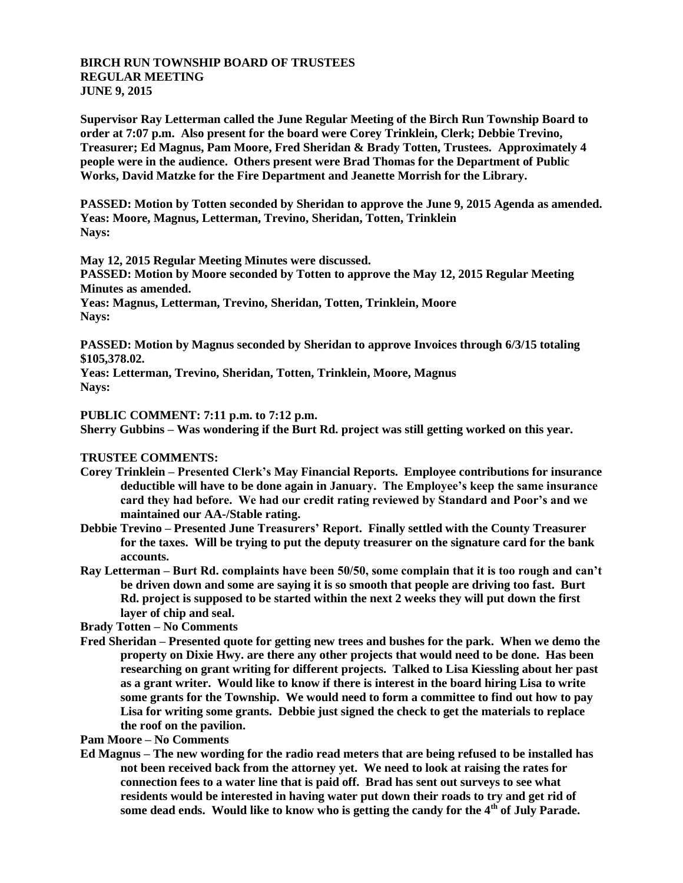**BIRCH RUN TOWNSHIP BOARD OF TRUSTEES**
**REGULAR MEETING**
**JUNE 9, 2015**

**Supervisor Ray Letterman called the June Regular Meeting of the Birch Run Township Board to order at 7:07 p.m. Also present for the board were Corey Trinklein, Clerk; Debbie Trevino, Treasurer; Ed Magnus, Pam Moore, Fred Sheridan & Brady Totten, Trustees. Approximately 4 people were in the audience. Others present were Brad Thomas for the Department of Public Works, David Matzke for the Fire Department and Jeanette Morrish for the Library.**

**PASSED: Motion by Totten seconded by Sheridan to approve the June 9, 2015 Agenda as amended.**
**Yeas: Moore, Magnus, Letterman, Trevino, Sheridan, Totten, Trinklein**
**Nays:**

**May 12, 2015 Regular Meeting Minutes were discussed.**
**PASSED: Motion by Moore seconded by Totten to approve the May 12, 2015 Regular Meeting Minutes as amended.**
**Yeas: Magnus, Letterman, Trevino, Sheridan, Totten, Trinklein, Moore**
**Nays:**

**PASSED: Motion by Magnus seconded by Sheridan to approve Invoices through 6/3/15 totaling $105,378.02.**
**Yeas: Letterman, Trevino, Sheridan, Totten, Trinklein, Moore, Magnus**
**Nays:**

**PUBLIC COMMENT: 7:11 p.m. to 7:12 p.m.**
**Sherry Gubbins – Was wondering if the Burt Rd. project was still getting worked on this year.**

**TRUSTEE COMMENTS:**

- **Corey Trinklein – Presented Clerk's May Financial Reports. Employee contributions for insurance deductible will have to be done again in January. The Employee's keep the same insurance card they had before. We had our credit rating reviewed by Standard and Poor's and we maintained our AA-/Stable rating.**
- **Debbie Trevino – Presented June Treasurers' Report. Finally settled with the County Treasurer for the taxes. Will be trying to put the deputy treasurer on the signature card for the bank accounts.**
- **Ray Letterman – Burt Rd. complaints have been 50/50, some complain that it is too rough and can't be driven down and some are saying it is so smooth that people are driving too fast. Burt Rd. project is supposed to be started within the next 2 weeks they will put down the first layer of chip and seal.**
- **Brady Totten – No Comments**
- **Fred Sheridan – Presented quote for getting new trees and bushes for the park. When we demo the property on Dixie Hwy. are there any other projects that would need to be done. Has been researching on grant writing for different projects. Talked to Lisa Kiessling about her past as a grant writer. Would like to know if there is interest in the board hiring Lisa to write some grants for the Township. We would need to form a committee to find out how to pay Lisa for writing some grants. Debbie just signed the check to get the materials to replace the roof on the pavilion.**
- **Pam Moore – No Comments**
- **Ed Magnus – The new wording for the radio read meters that are being refused to be installed has not been received back from the attorney yet. We need to look at raising the rates for connection fees to a water line that is paid off. Brad has sent out surveys to see what residents would be interested in having water put down their roads to try and get rid of some dead ends. Would like to know who is getting the candy for the 4th of July Parade.**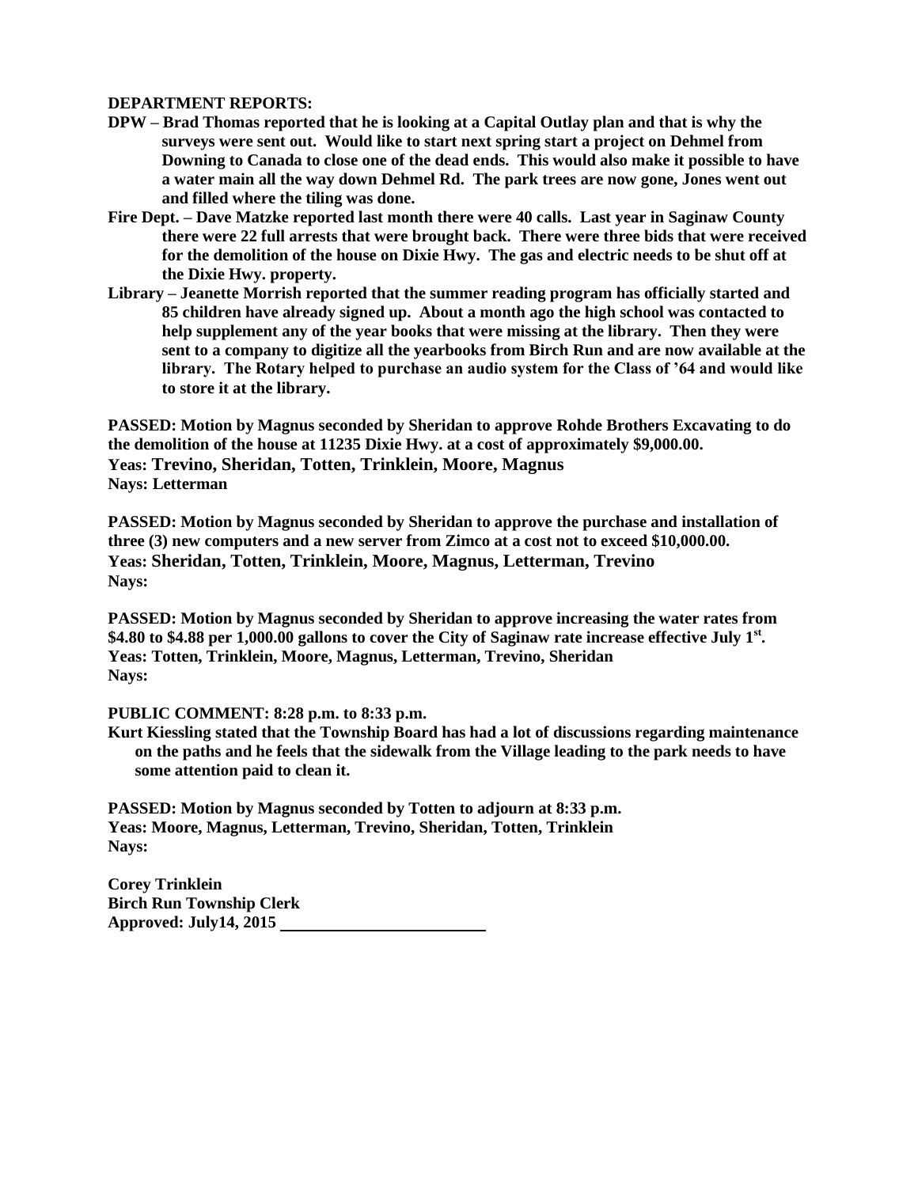**DEPARTMENT REPORTS:**

**DPW – Brad Thomas reported that he is looking at a Capital Outlay plan and that is why the surveys were sent out. Would like to start next spring start a project on Dehmel from Downing to Canada to close one of the dead ends. This would also make it possible to have a water main all the way down Dehmel Rd. The park trees are now gone, Jones went out and filled where the tiling was done.**

**Fire Dept. – Dave Matzke reported last month there were 40 calls. Last year in Saginaw County there were 22 full arrests that were brought back. There were three bids that were received for the demolition of the house on Dixie Hwy. The gas and electric needs to be shut off at the Dixie Hwy. property.**

**Library – Jeanette Morrish reported that the summer reading program has officially started and 85 children have already signed up. About a month ago the high school was contacted to help supplement any of the year books that were missing at the library. Then they were sent to a company to digitize all the yearbooks from Birch Run and are now available at the library. The Rotary helped to purchase an audio system for the Class of '64 and would like to store it at the library.**

**PASSED: Motion by Magnus seconded by Sheridan to approve Rohde Brothers Excavating to do the demolition of the house at 11235 Dixie Hwy. at a cost of approximately $9,000.00.**
**Yeas: Trevino, Sheridan, Totten, Trinklein, Moore, Magnus**
**Nays: Letterman**

**PASSED: Motion by Magnus seconded by Sheridan to approve the purchase and installation of three (3) new computers and a new server from Zimco at a cost not to exceed $10,000.00.**
**Yeas: Sheridan, Totten, Trinklein, Moore, Magnus, Letterman, Trevino**
**Nays:**

**PASSED: Motion by Magnus seconded by Sheridan to approve increasing the water rates from $4.80 to $4.88 per 1,000.00 gallons to cover the City of Saginaw rate increase effective July 1st.**
**Yeas: Totten, Trinklein, Moore, Magnus, Letterman, Trevino, Sheridan**
**Nays:**

**PUBLIC COMMENT: 8:28 p.m. to 8:33 p.m.**

**Kurt Kiessling stated that the Township Board has had a lot of discussions regarding maintenance on the paths and he feels that the sidewalk from the Village leading to the park needs to have some attention paid to clean it.**

**PASSED: Motion by Magnus seconded by Totten to adjourn at 8:33 p.m.**
**Yeas: Moore, Magnus, Letterman, Trevino, Sheridan, Totten, Trinklein**
**Nays:**

**Corey Trinklein**
**Birch Run Township Clerk**
**Approved: July14, 2015 \_\_\_\_\_\_\_\_\_\_\_\_\_\_\_\_\_\_\_\_\_\_\_\_**